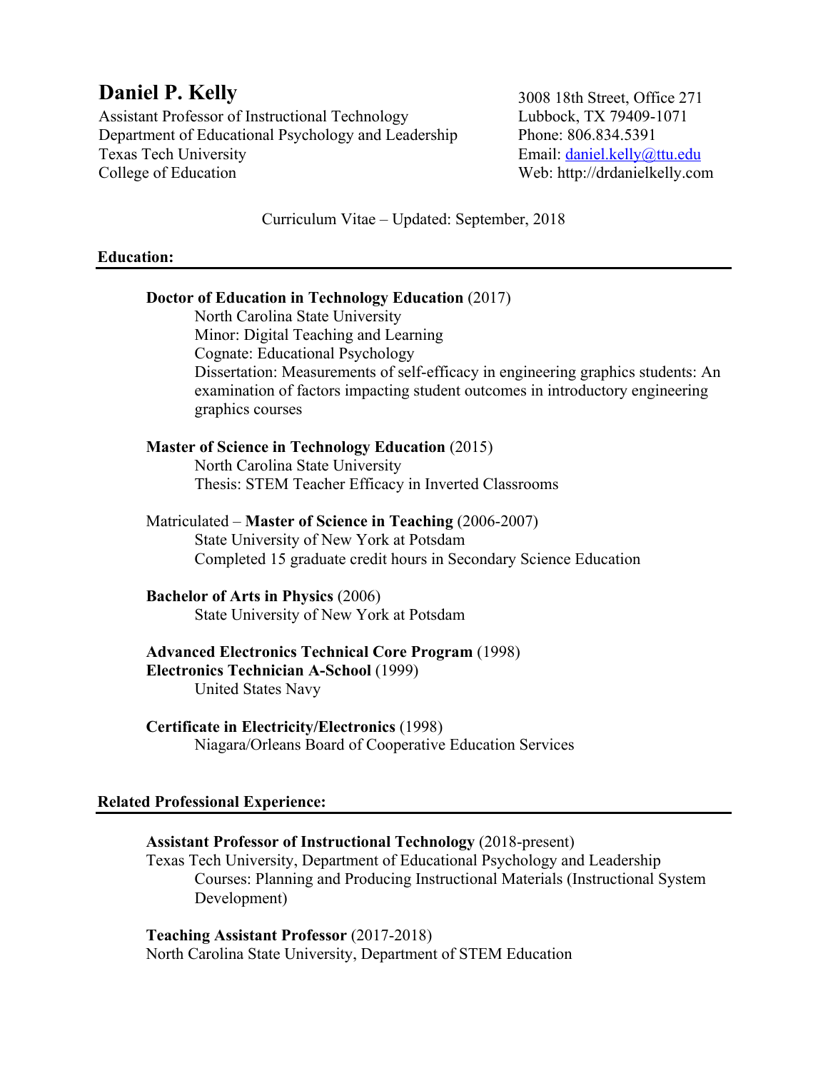# Daniel P. Kelly

Assistant Professor of Instructional Technology
Department of Educational Psychology and Leadership
Texas Tech University
College of Education

3008 18th Street, Office 271
Lubbock, TX 79409-1071
Phone: 806.834.5391
Email: daniel.kelly@ttu.edu
Web: http://drdanielkelly.com

Curriculum Vitae – Updated: September, 2018

## Education:

**Doctor of Education in Technology Education** (2017)
North Carolina State University
Minor: Digital Teaching and Learning
Cognate: Educational Psychology
Dissertation: Measurements of self-efficacy in engineering graphics students: An examination of factors impacting student outcomes in introductory engineering graphics courses

**Master of Science in Technology Education** (2015)
North Carolina State University
Thesis: STEM Teacher Efficacy in Inverted Classrooms

Matriculated – **Master of Science in Teaching** (2006-2007)
State University of New York at Potsdam
Completed 15 graduate credit hours in Secondary Science Education

**Bachelor of Arts in Physics** (2006)
State University of New York at Potsdam

**Advanced Electronics Technical Core Program** (1998)
**Electronics Technician A-School** (1999)
United States Navy

**Certificate in Electricity/Electronics** (1998)
Niagara/Orleans Board of Cooperative Education Services

## Related Professional Experience:

**Assistant Professor of Instructional Technology** (2018-present)
Texas Tech University, Department of Educational Psychology and Leadership
Courses: Planning and Producing Instructional Materials (Instructional System Development)

**Teaching Assistant Professor** (2017-2018)
North Carolina State University, Department of STEM Education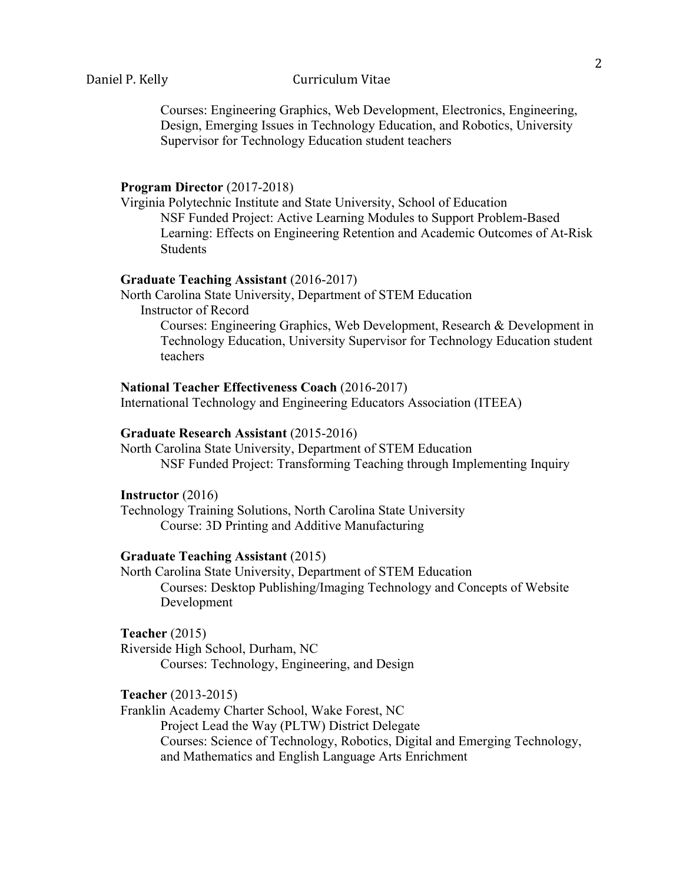Courses: Engineering Graphics, Web Development, Electronics, Engineering, Design, Emerging Issues in Technology Education, and Robotics, University Supervisor for Technology Education student teachers

**Program Director** (2017-2018)
Virginia Polytechnic Institute and State University, School of Education
NSF Funded Project: Active Learning Modules to Support Problem-Based Learning: Effects on Engineering Retention and Academic Outcomes of At-Risk Students

**Graduate Teaching Assistant** (2016-2017)
North Carolina State University, Department of STEM Education
Instructor of Record
Courses: Engineering Graphics, Web Development, Research & Development in Technology Education, University Supervisor for Technology Education student teachers

**National Teacher Effectiveness Coach** (2016-2017)
International Technology and Engineering Educators Association (ITEEA)

**Graduate Research Assistant** (2015-2016)
North Carolina State University, Department of STEM Education
NSF Funded Project: Transforming Teaching through Implementing Inquiry

**Instructor** (2016)
Technology Training Solutions, North Carolina State University
Course: 3D Printing and Additive Manufacturing

**Graduate Teaching Assistant** (2015)
North Carolina State University, Department of STEM Education
Courses: Desktop Publishing/Imaging Technology and Concepts of Website Development

**Teacher** (2015)
Riverside High School, Durham, NC
Courses: Technology, Engineering, and Design

**Teacher** (2013-2015)
Franklin Academy Charter School, Wake Forest, NC
Project Lead the Way (PLTW) District Delegate
Courses: Science of Technology, Robotics, Digital and Emerging Technology, and Mathematics and English Language Arts Enrichment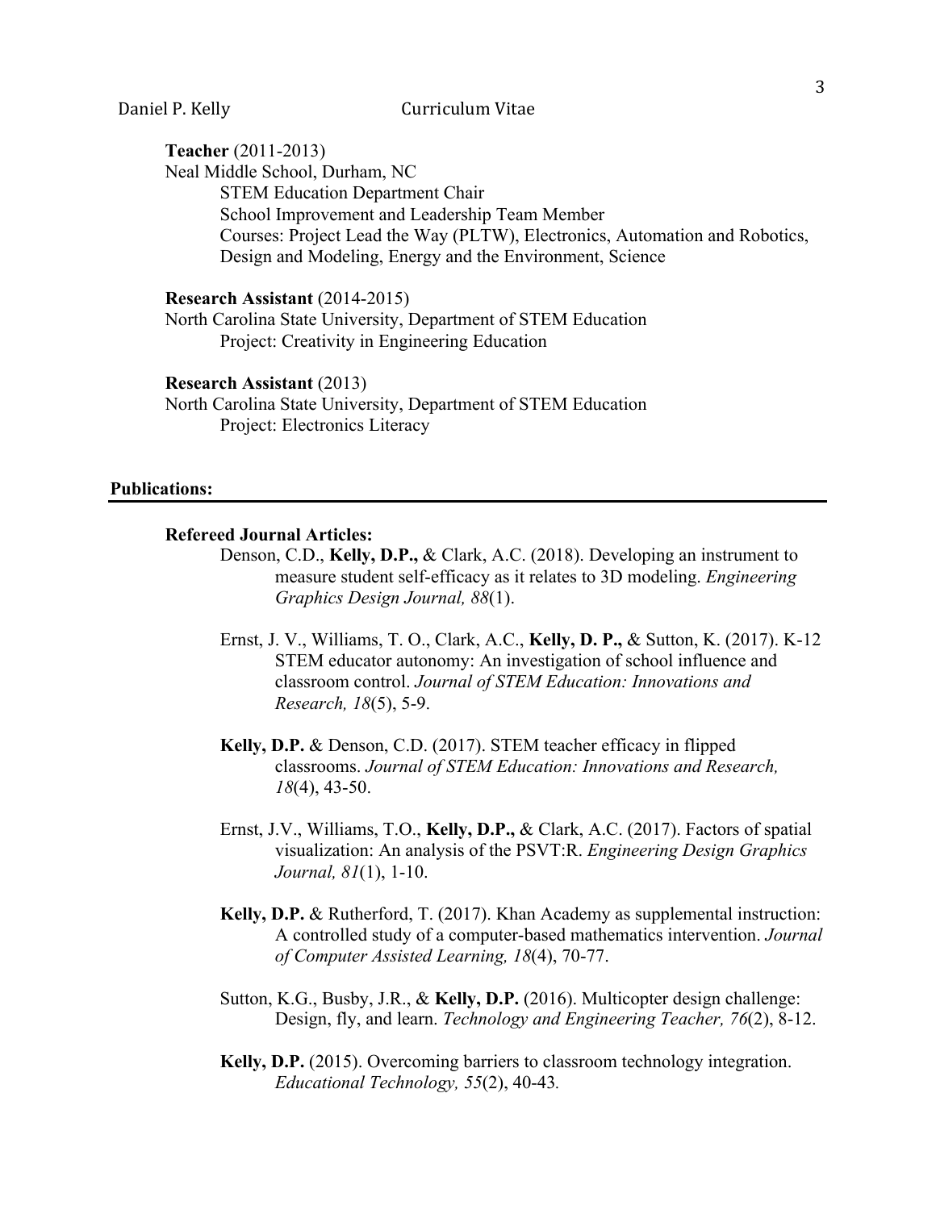**Teacher** (2011-2013)
Neal Middle School, Durham, NC
STEM Education Department Chair
School Improvement and Leadership Team Member
Courses: Project Lead the Way (PLTW), Electronics, Automation and Robotics, Design and Modeling, Energy and the Environment, Science

**Research Assistant** (2014-2015)
North Carolina State University, Department of STEM Education
Project: Creativity in Engineering Education

**Research Assistant** (2013)
North Carolina State University, Department of STEM Education
Project: Electronics Literacy

## Publications:

### Refereed Journal Articles:

Denson, C.D., **Kelly, D.P.,** & Clark, A.C. (2018). Developing an instrument to measure student self-efficacy as it relates to 3D modeling. *Engineering Graphics Design Journal, 88*(1).

Ernst, J. V., Williams, T. O., Clark, A.C., **Kelly, D. P.,** & Sutton, K. (2017). K-12 STEM educator autonomy: An investigation of school influence and classroom control. *Journal of STEM Education: Innovations and Research, 18*(5), 5-9.

**Kelly, D.P.** & Denson, C.D. (2017). STEM teacher efficacy in flipped classrooms. *Journal of STEM Education: Innovations and Research, 18*(4), 43-50.

Ernst, J.V., Williams, T.O., **Kelly, D.P.,** & Clark, A.C. (2017). Factors of spatial visualization: An analysis of the PSVT:R. *Engineering Design Graphics Journal, 81*(1), 1-10.

**Kelly, D.P.** & Rutherford, T. (2017). Khan Academy as supplemental instruction: A controlled study of a computer-based mathematics intervention. *Journal of Computer Assisted Learning, 18*(4), 70-77.

Sutton, K.G., Busby, J.R., & **Kelly, D.P.** (2016). Multicopter design challenge: Design, fly, and learn. *Technology and Engineering Teacher, 76*(2), 8-12.

**Kelly, D.P.** (2015). Overcoming barriers to classroom technology integration. *Educational Technology, 55*(2), 40-43.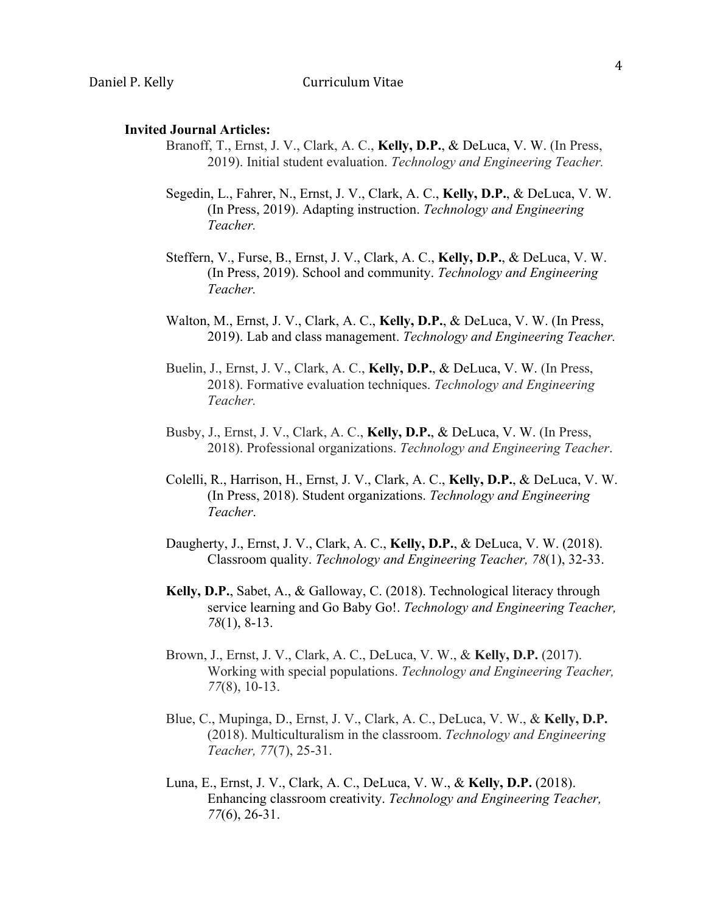**Invited Journal Articles:**

Branoff, T., Ernst, J. V., Clark, A. C., **Kelly, D.P.**, & DeLuca, V. W. (In Press, 2019). Initial student evaluation. *Technology and Engineering Teacher.*

Segedin, L., Fahrer, N., Ernst, J. V., Clark, A. C., **Kelly, D.P.**, & DeLuca, V. W. (In Press, 2019). Adapting instruction. *Technology and Engineering Teacher.*

Steffern, V., Furse, B., Ernst, J. V., Clark, A. C., **Kelly, D.P.**, & DeLuca, V. W. (In Press, 2019). School and community. *Technology and Engineering Teacher.*

Walton, M., Ernst, J. V., Clark, A. C., **Kelly, D.P.**, & DeLuca, V. W. (In Press, 2019). Lab and class management. *Technology and Engineering Teacher.*

Buelin, J., Ernst, J. V., Clark, A. C., **Kelly, D.P.**, & DeLuca, V. W. (In Press, 2018). Formative evaluation techniques. *Technology and Engineering Teacher.*

Busby, J., Ernst, J. V., Clark, A. C., **Kelly, D.P.**, & DeLuca, V. W. (In Press, 2018). Professional organizations. *Technology and Engineering Teacher*.

Colelli, R., Harrison, H., Ernst, J. V., Clark, A. C., **Kelly, D.P.**, & DeLuca, V. W. (In Press, 2018). Student organizations. *Technology and Engineering Teacher*.

Daugherty, J., Ernst, J. V., Clark, A. C., **Kelly, D.P.**, & DeLuca, V. W. (2018). Classroom quality. *Technology and Engineering Teacher, 78*(1), 32-33.

**Kelly, D.P.**, Sabet, A., & Galloway, C. (2018). Technological literacy through service learning and Go Baby Go!. *Technology and Engineering Teacher, 78*(1), 8-13.

Brown, J., Ernst, J. V., Clark, A. C., DeLuca, V. W., & **Kelly, D.P.** (2017). Working with special populations. *Technology and Engineering Teacher, 77*(8), 10-13.

Blue, C., Mupinga, D., Ernst, J. V., Clark, A. C., DeLuca, V. W., & **Kelly, D.P.** (2018). Multiculturalism in the classroom. *Technology and Engineering Teacher, 77*(7), 25-31.

Luna, E., Ernst, J. V., Clark, A. C., DeLuca, V. W., & **Kelly, D.P.** (2018). Enhancing classroom creativity. *Technology and Engineering Teacher, 77*(6), 26-31.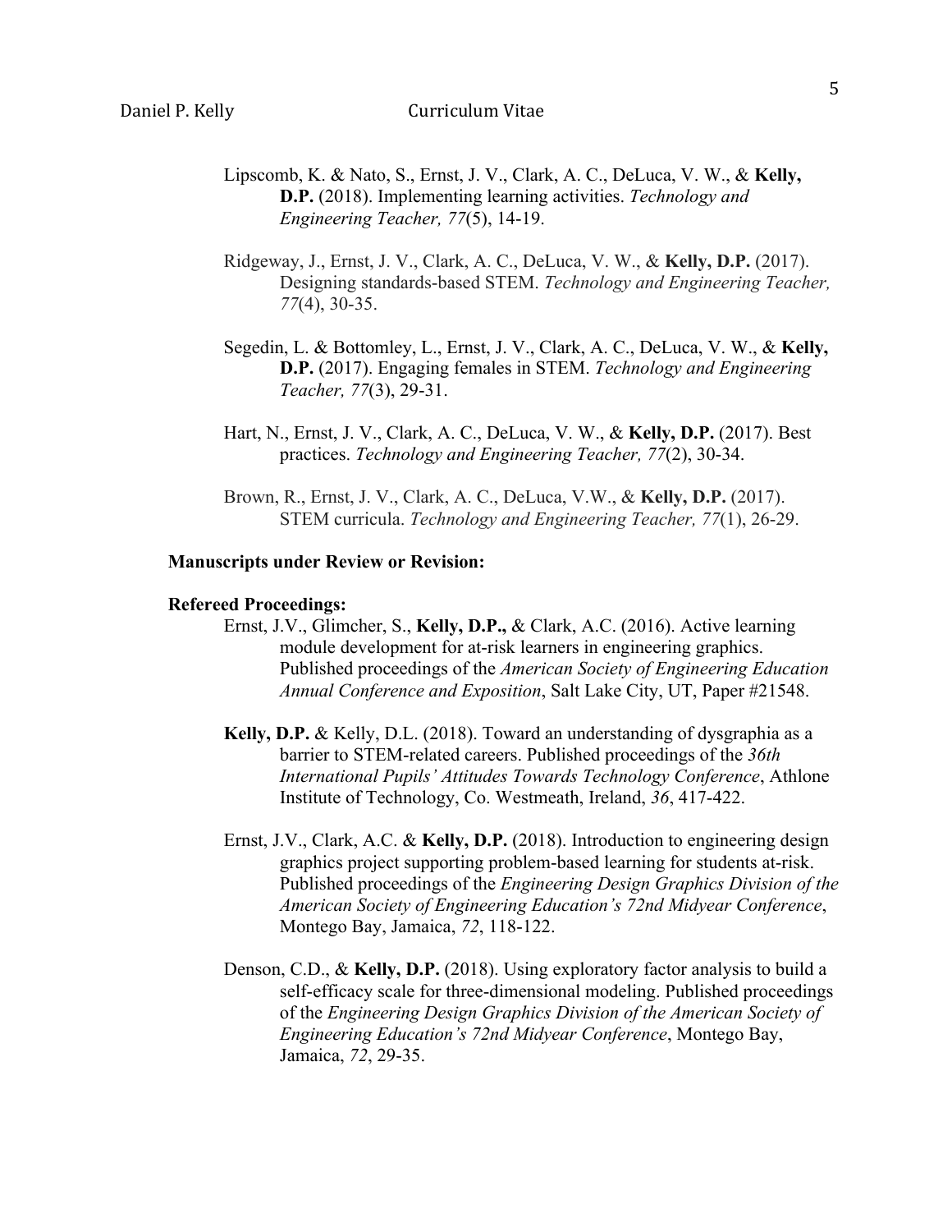Lipscomb, K. & Nato, S., Ernst, J. V., Clark, A. C., DeLuca, V. W., & **Kelly, D.P.** (2018). Implementing learning activities. *Technology and Engineering Teacher, 77*(5), 14-19.

Ridgeway, J., Ernst, J. V., Clark, A. C., DeLuca, V. W., & **Kelly, D.P.** (2017). Designing standards-based STEM. *Technology and Engineering Teacher, 77*(4), 30-35.

Segedin, L. & Bottomley, L., Ernst, J. V., Clark, A. C., DeLuca, V. W., & **Kelly, D.P.** (2017). Engaging females in STEM. *Technology and Engineering Teacher, 77*(3), 29-31.

Hart, N., Ernst, J. V., Clark, A. C., DeLuca, V. W., & **Kelly, D.P.** (2017). Best practices. *Technology and Engineering Teacher, 77*(2), 30-34.

Brown, R., Ernst, J. V., Clark, A. C., DeLuca, V.W., & **Kelly, D.P.** (2017). STEM curricula. *Technology and Engineering Teacher, 77*(1), 26-29.

**Manuscripts under Review or Revision:**

**Refereed Proceedings:**

Ernst, J.V., Glimcher, S., **Kelly, D.P.,** & Clark, A.C. (2016). Active learning module development for at-risk learners in engineering graphics. Published proceedings of the *American Society of Engineering Education Annual Conference and Exposition*, Salt Lake City, UT, Paper #21548.

**Kelly, D.P.** & Kelly, D.L. (2018). Toward an understanding of dysgraphia as a barrier to STEM-related careers. Published proceedings of the *36th International Pupils' Attitudes Towards Technology Conference*, Athlone Institute of Technology, Co. Westmeath, Ireland, *36*, 417-422.

Ernst, J.V., Clark, A.C. & **Kelly, D.P.** (2018). Introduction to engineering design graphics project supporting problem-based learning for students at-risk. Published proceedings of the *Engineering Design Graphics Division of the American Society of Engineering Education's 72nd Midyear Conference*, Montego Bay, Jamaica, *72*, 118-122.

Denson, C.D., & **Kelly, D.P.** (2018). Using exploratory factor analysis to build a self-efficacy scale for three-dimensional modeling. Published proceedings of the *Engineering Design Graphics Division of the American Society of Engineering Education's 72nd Midyear Conference*, Montego Bay, Jamaica, *72*, 29-35.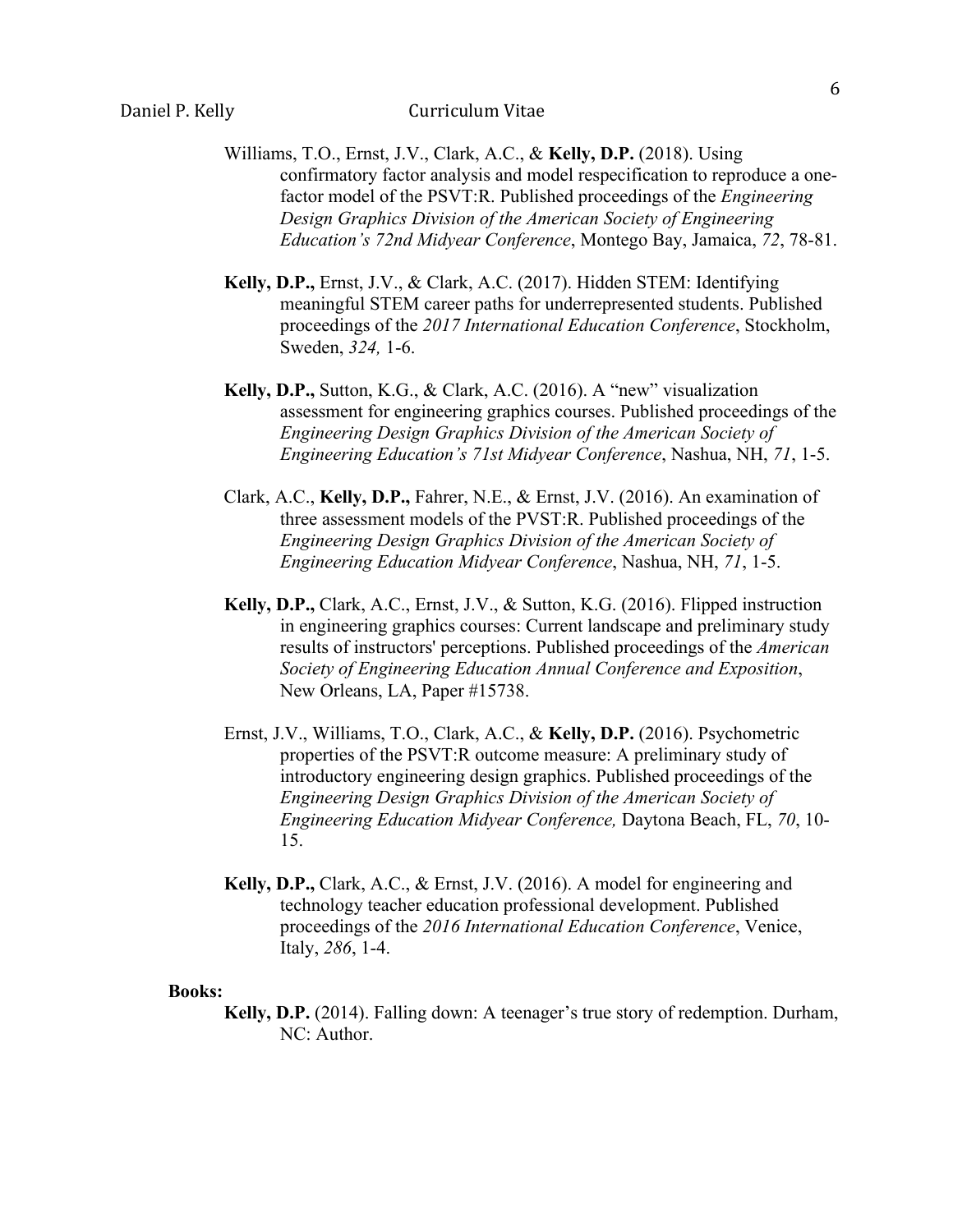Williams, T.O., Ernst, J.V., Clark, A.C., & **Kelly, D.P.** (2018). Using confirmatory factor analysis and model respecification to reproduce a one-factor model of the PSVT:R. Published proceedings of the *Engineering Design Graphics Division of the American Society of Engineering Education's 72nd Midyear Conference*, Montego Bay, Jamaica, *72*, 78-81.

**Kelly, D.P.,** Ernst, J.V., & Clark, A.C. (2017). Hidden STEM: Identifying meaningful STEM career paths for underrepresented students. Published proceedings of the *2017 International Education Conference*, Stockholm, Sweden, *324,* 1-6.

**Kelly, D.P.,** Sutton, K.G., & Clark, A.C. (2016). A "new" visualization assessment for engineering graphics courses. Published proceedings of the *Engineering Design Graphics Division of the American Society of Engineering Education's 71st Midyear Conference*, Nashua, NH, *71*, 1-5.

Clark, A.C., **Kelly, D.P.,** Fahrer, N.E., & Ernst, J.V. (2016). An examination of three assessment models of the PVST:R. Published proceedings of the *Engineering Design Graphics Division of the American Society of Engineering Education Midyear Conference*, Nashua, NH, *71*, 1-5.

**Kelly, D.P.,** Clark, A.C., Ernst, J.V., & Sutton, K.G. (2016). Flipped instruction in engineering graphics courses: Current landscape and preliminary study results of instructors' perceptions. Published proceedings of the *American Society of Engineering Education Annual Conference and Exposition*, New Orleans, LA, Paper #15738.

Ernst, J.V., Williams, T.O., Clark, A.C., & **Kelly, D.P.** (2016). Psychometric properties of the PSVT:R outcome measure: A preliminary study of introductory engineering design graphics. Published proceedings of the *Engineering Design Graphics Division of the American Society of Engineering Education Midyear Conference,* Daytona Beach, FL, *70*, 10-15.

**Kelly, D.P.,** Clark, A.C., & Ernst, J.V. (2016). A model for engineering and technology teacher education professional development. Published proceedings of the *2016 International Education Conference*, Venice, Italy, *286*, 1-4.

**Books:**

**Kelly, D.P.** (2014). Falling down: A teenager's true story of redemption. Durham, NC: Author.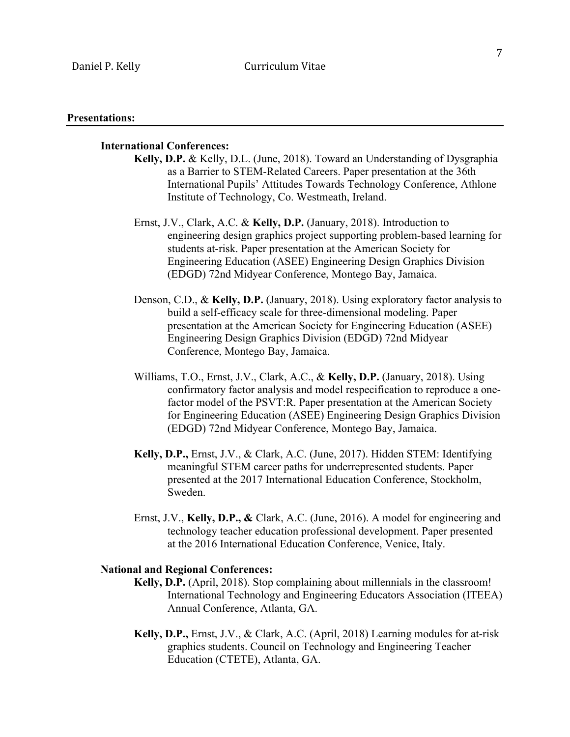## Presentations:

### International Conferences:

**Kelly, D.P.** & Kelly, D.L. (June, 2018). Toward an Understanding of Dysgraphia as a Barrier to STEM-Related Careers. Paper presentation at the 36th International Pupils' Attitudes Towards Technology Conference, Athlone Institute of Technology, Co. Westmeath, Ireland.

Ernst, J.V., Clark, A.C. & **Kelly, D.P.** (January, 2018). Introduction to engineering design graphics project supporting problem-based learning for students at-risk. Paper presentation at the American Society for Engineering Education (ASEE) Engineering Design Graphics Division (EDGD) 72nd Midyear Conference, Montego Bay, Jamaica.

Denson, C.D., & **Kelly, D.P.** (January, 2018). Using exploratory factor analysis to build a self-efficacy scale for three-dimensional modeling. Paper presentation at the American Society for Engineering Education (ASEE) Engineering Design Graphics Division (EDGD) 72nd Midyear Conference, Montego Bay, Jamaica.

Williams, T.O., Ernst, J.V., Clark, A.C., & **Kelly, D.P.** (January, 2018). Using confirmatory factor analysis and model respecification to reproduce a one-factor model of the PSVT:R. Paper presentation at the American Society for Engineering Education (ASEE) Engineering Design Graphics Division (EDGD) 72nd Midyear Conference, Montego Bay, Jamaica.

**Kelly, D.P.,** Ernst, J.V., & Clark, A.C. (June, 2017). Hidden STEM: Identifying meaningful STEM career paths for underrepresented students. Paper presented at the 2017 International Education Conference, Stockholm, Sweden.

Ernst, J.V., **Kelly, D.P., &** Clark, A.C. (June, 2016). A model for engineering and technology teacher education professional development. Paper presented at the 2016 International Education Conference, Venice, Italy.

### National and Regional Conferences:

**Kelly, D.P.** (April, 2018). Stop complaining about millennials in the classroom! International Technology and Engineering Educators Association (ITEEA) Annual Conference, Atlanta, GA.

**Kelly, D.P.,** Ernst, J.V., & Clark, A.C. (April, 2018) Learning modules for at-risk graphics students. Council on Technology and Engineering Teacher Education (CTETE), Atlanta, GA.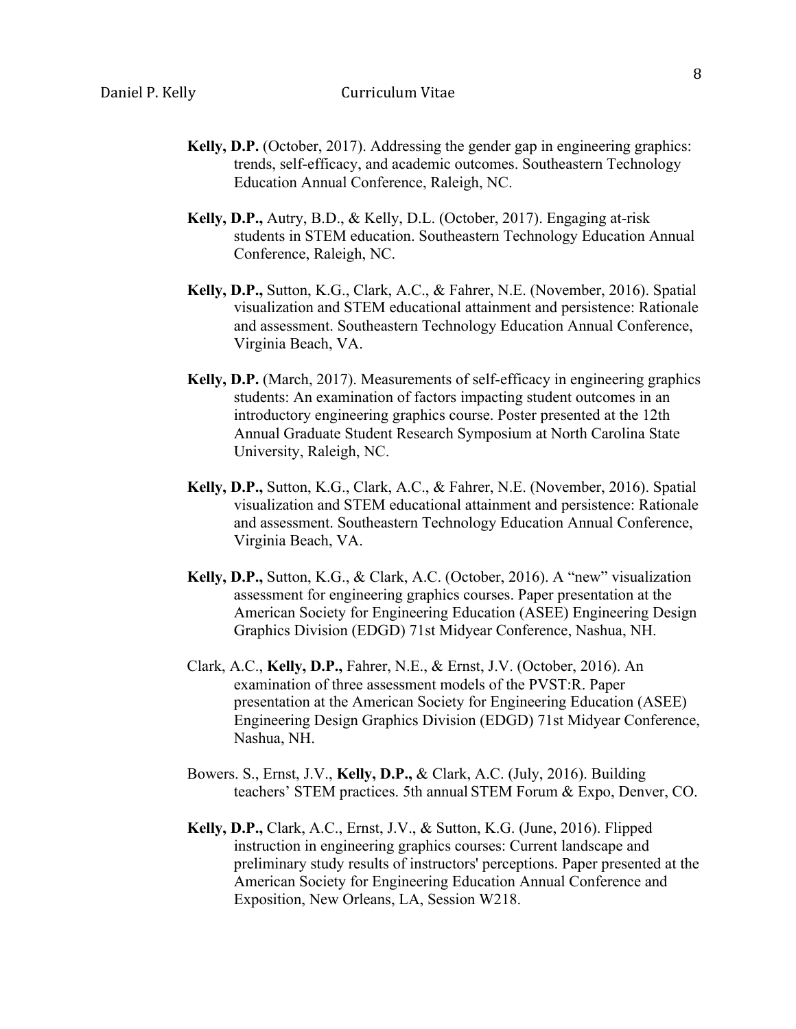**Kelly, D.P.** (October, 2017). Addressing the gender gap in engineering graphics: trends, self-efficacy, and academic outcomes. Southeastern Technology Education Annual Conference, Raleigh, NC.

**Kelly, D.P.,** Autry, B.D., & Kelly, D.L. (October, 2017). Engaging at-risk students in STEM education. Southeastern Technology Education Annual Conference, Raleigh, NC.

**Kelly, D.P.,** Sutton, K.G., Clark, A.C., & Fahrer, N.E. (November, 2016). Spatial visualization and STEM educational attainment and persistence: Rationale and assessment. Southeastern Technology Education Annual Conference, Virginia Beach, VA.

**Kelly, D.P.** (March, 2017). Measurements of self-efficacy in engineering graphics students: An examination of factors impacting student outcomes in an introductory engineering graphics course. Poster presented at the 12th Annual Graduate Student Research Symposium at North Carolina State University, Raleigh, NC.

**Kelly, D.P.,** Sutton, K.G., Clark, A.C., & Fahrer, N.E. (November, 2016). Spatial visualization and STEM educational attainment and persistence: Rationale and assessment. Southeastern Technology Education Annual Conference, Virginia Beach, VA.

**Kelly, D.P.,** Sutton, K.G., & Clark, A.C. (October, 2016). A "new" visualization assessment for engineering graphics courses. Paper presentation at the American Society for Engineering Education (ASEE) Engineering Design Graphics Division (EDGD) 71st Midyear Conference, Nashua, NH.

Clark, A.C., **Kelly, D.P.,** Fahrer, N.E., & Ernst, J.V. (October, 2016). An examination of three assessment models of the PVST:R. Paper presentation at the American Society for Engineering Education (ASEE) Engineering Design Graphics Division (EDGD) 71st Midyear Conference, Nashua, NH.

Bowers. S., Ernst, J.V., **Kelly, D.P.,** & Clark, A.C. (July, 2016). Building teachers' STEM practices. 5th annual STEM Forum & Expo, Denver, CO.

**Kelly, D.P.,** Clark, A.C., Ernst, J.V., & Sutton, K.G. (June, 2016). Flipped instruction in engineering graphics courses: Current landscape and preliminary study results of instructors' perceptions. Paper presented at the American Society for Engineering Education Annual Conference and Exposition, New Orleans, LA, Session W218.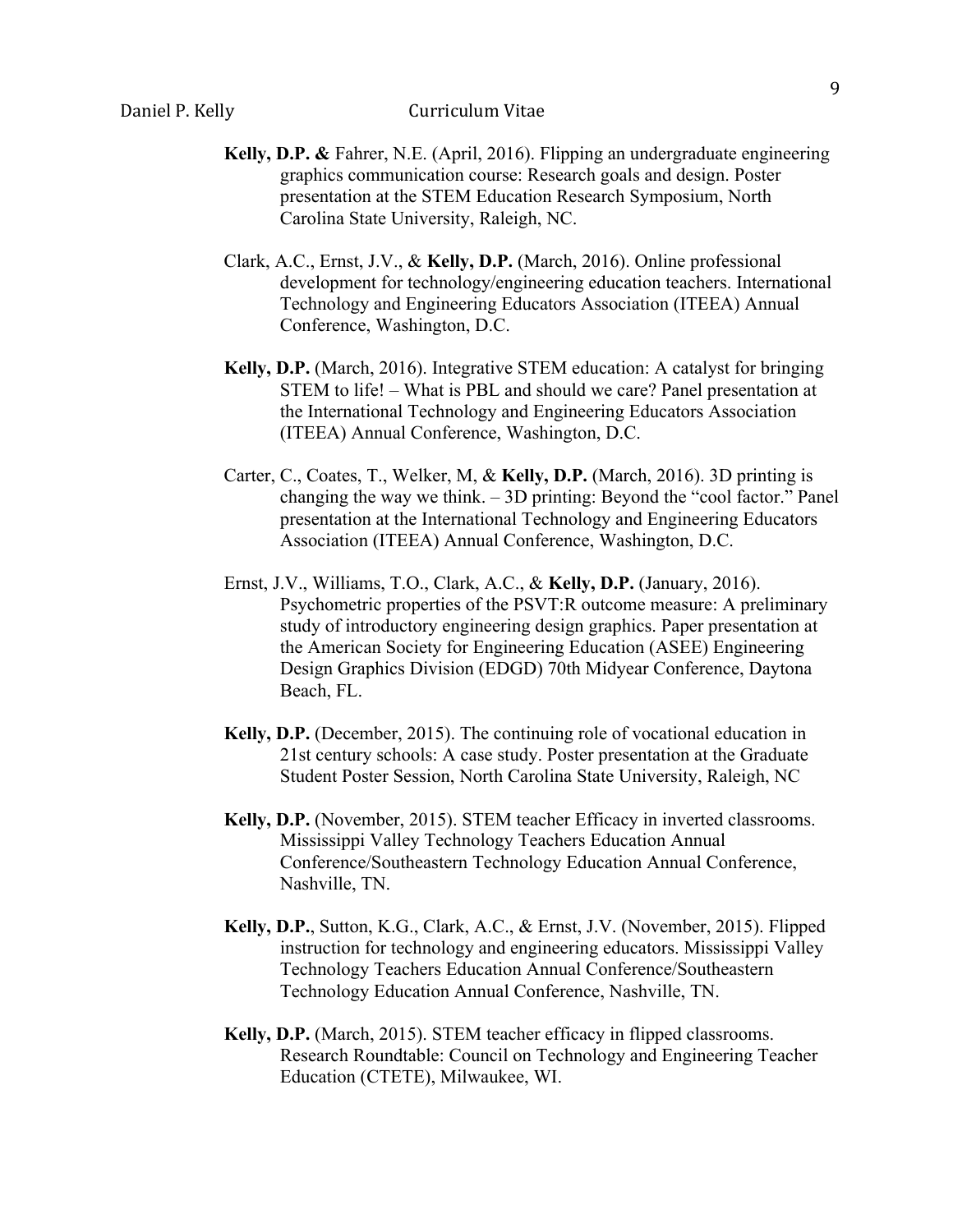**Kelly, D.P. &** Fahrer, N.E. (April, 2016). Flipping an undergraduate engineering graphics communication course: Research goals and design. Poster presentation at the STEM Education Research Symposium, North Carolina State University, Raleigh, NC.

Clark, A.C., Ernst, J.V., & **Kelly, D.P.** (March, 2016). Online professional development for technology/engineering education teachers. International Technology and Engineering Educators Association (ITEEA) Annual Conference, Washington, D.C.

**Kelly, D.P.** (March, 2016). Integrative STEM education: A catalyst for bringing STEM to life! – What is PBL and should we care? Panel presentation at the International Technology and Engineering Educators Association (ITEEA) Annual Conference, Washington, D.C.

Carter, C., Coates, T., Welker, M, & **Kelly, D.P.** (March, 2016). 3D printing is changing the way we think. – 3D printing: Beyond the "cool factor." Panel presentation at the International Technology and Engineering Educators Association (ITEEA) Annual Conference, Washington, D.C.

Ernst, J.V., Williams, T.O., Clark, A.C., & **Kelly, D.P.** (January, 2016). Psychometric properties of the PSVT:R outcome measure: A preliminary study of introductory engineering design graphics. Paper presentation at the American Society for Engineering Education (ASEE) Engineering Design Graphics Division (EDGD) 70th Midyear Conference, Daytona Beach, FL.

**Kelly, D.P.** (December, 2015). The continuing role of vocational education in 21st century schools: A case study. Poster presentation at the Graduate Student Poster Session, North Carolina State University, Raleigh, NC

**Kelly, D.P.** (November, 2015). STEM teacher Efficacy in inverted classrooms. Mississippi Valley Technology Teachers Education Annual Conference/Southeastern Technology Education Annual Conference, Nashville, TN.

**Kelly, D.P.**, Sutton, K.G., Clark, A.C., & Ernst, J.V. (November, 2015). Flipped instruction for technology and engineering educators. Mississippi Valley Technology Teachers Education Annual Conference/Southeastern Technology Education Annual Conference, Nashville, TN.

**Kelly, D.P.** (March, 2015). STEM teacher efficacy in flipped classrooms. Research Roundtable: Council on Technology and Engineering Teacher Education (CTETE), Milwaukee, WI.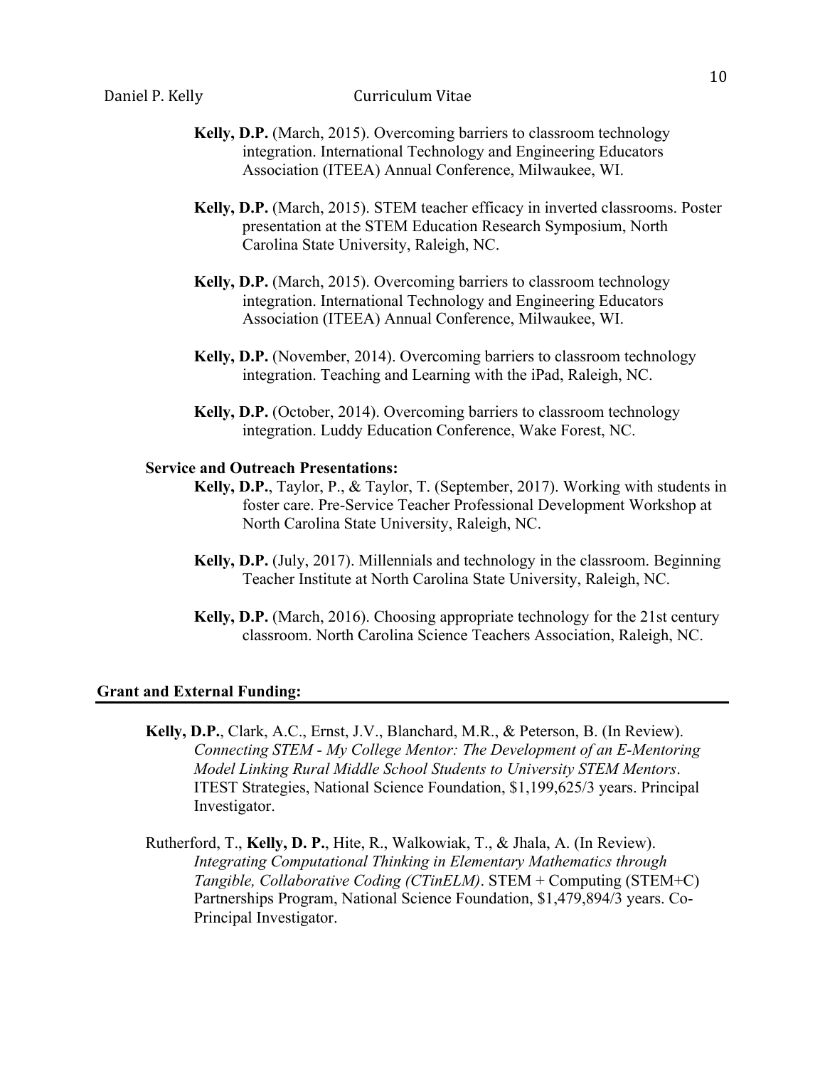**Kelly, D.P.** (March, 2015). Overcoming barriers to classroom technology integration. International Technology and Engineering Educators Association (ITEEA) Annual Conference, Milwaukee, WI.

**Kelly, D.P.** (March, 2015). STEM teacher efficacy in inverted classrooms. Poster presentation at the STEM Education Research Symposium, North Carolina State University, Raleigh, NC.

**Kelly, D.P.** (March, 2015). Overcoming barriers to classroom technology integration. International Technology and Engineering Educators Association (ITEEA) Annual Conference, Milwaukee, WI.

**Kelly, D.P.** (November, 2014). Overcoming barriers to classroom technology integration. Teaching and Learning with the iPad, Raleigh, NC.

**Kelly, D.P.** (October, 2014). Overcoming barriers to classroom technology integration. Luddy Education Conference, Wake Forest, NC.

### Service and Outreach Presentations:

**Kelly, D.P.**, Taylor, P., & Taylor, T. (September, 2017). Working with students in foster care. Pre-Service Teacher Professional Development Workshop at North Carolina State University, Raleigh, NC.

**Kelly, D.P.** (July, 2017). Millennials and technology in the classroom. Beginning Teacher Institute at North Carolina State University, Raleigh, NC.

**Kelly, D.P.** (March, 2016). Choosing appropriate technology for the 21st century classroom. North Carolina Science Teachers Association, Raleigh, NC.

## Grant and External Funding:

**Kelly, D.P.**, Clark, A.C., Ernst, J.V., Blanchard, M.R., & Peterson, B. (In Review). *Connecting STEM - My College Mentor: The Development of an E-Mentoring Model Linking Rural Middle School Students to University STEM Mentors*. ITEST Strategies, National Science Foundation, $1,199,625/3 years. Principal Investigator.

Rutherford, T., **Kelly, D. P.**, Hite, R., Walkowiak, T., & Jhala, A. (In Review). *Integrating Computational Thinking in Elementary Mathematics through Tangible, Collaborative Coding (CTinELM)*. STEM + Computing (STEM+C) Partnerships Program, National Science Foundation, $1,479,894/3 years. Co-Principal Investigator.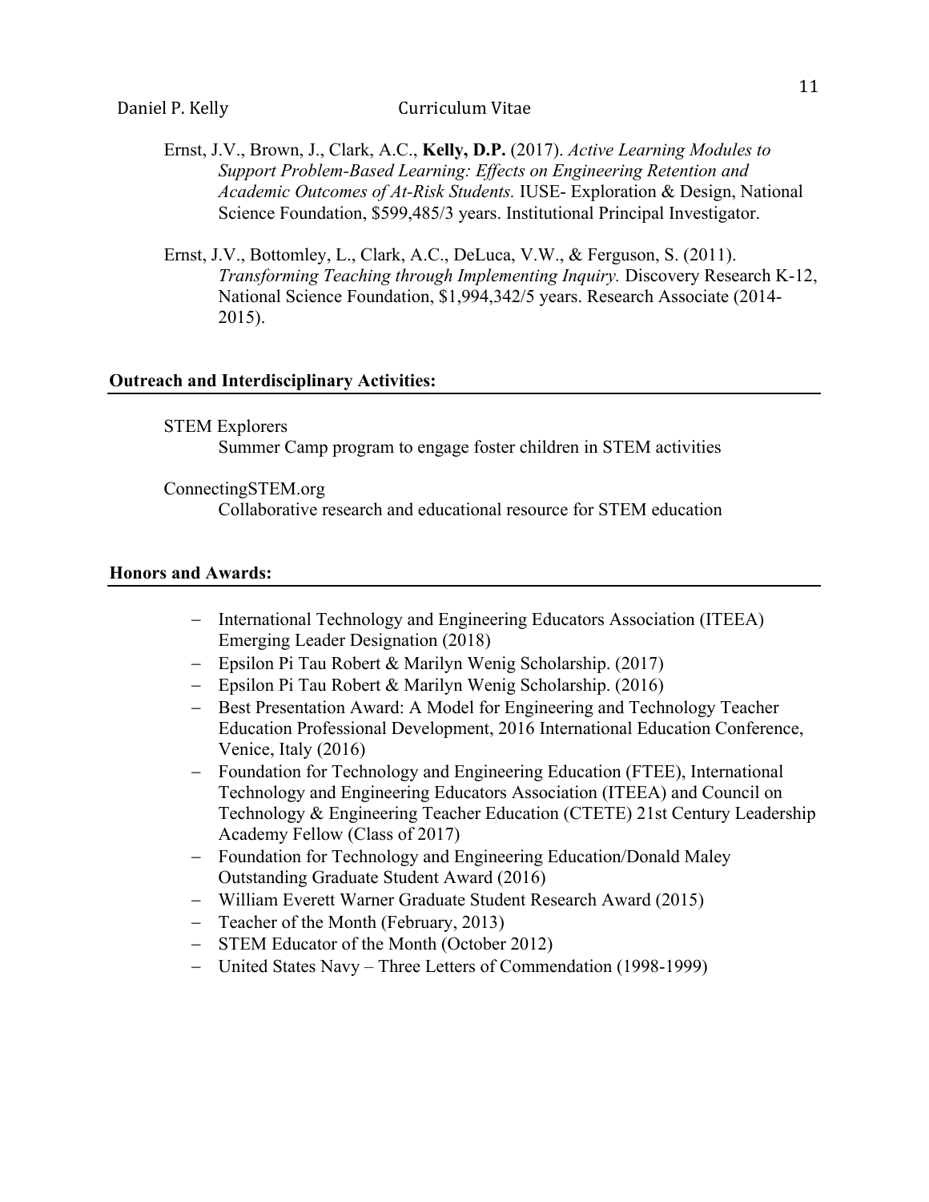Ernst, J.V., Brown, J., Clark, A.C., **Kelly, D.P.** (2017). *Active Learning Modules to Support Problem-Based Learning: Effects on Engineering Retention and Academic Outcomes of At-Risk Students.* IUSE- Exploration & Design, National Science Foundation, $599,485/3 years. Institutional Principal Investigator.

Ernst, J.V., Bottomley, L., Clark, A.C., DeLuca, V.W., & Ferguson, S. (2011). *Transforming Teaching through Implementing Inquiry.* Discovery Research K-12, National Science Foundation, $1,994,342/5 years. Research Associate (2014-2015).

## Outreach and Interdisciplinary Activities:

STEM Explorers
Summer Camp program to engage foster children in STEM activities

ConnectingSTEM.org
Collaborative research and educational resource for STEM education

## Honors and Awards:

- International Technology and Engineering Educators Association (ITEEA) Emerging Leader Designation (2018)
- Epsilon Pi Tau Robert & Marilyn Wenig Scholarship. (2017)
- Epsilon Pi Tau Robert & Marilyn Wenig Scholarship. (2016)
- Best Presentation Award: A Model for Engineering and Technology Teacher Education Professional Development, 2016 International Education Conference, Venice, Italy (2016)
- Foundation for Technology and Engineering Education (FTEE), International Technology and Engineering Educators Association (ITEEA) and Council on Technology & Engineering Teacher Education (CTETE) 21st Century Leadership Academy Fellow (Class of 2017)
- Foundation for Technology and Engineering Education/Donald Maley Outstanding Graduate Student Award (2016)
- William Everett Warner Graduate Student Research Award (2015)
- Teacher of the Month (February, 2013)
- STEM Educator of the Month (October 2012)
- United States Navy – Three Letters of Commendation (1998-1999)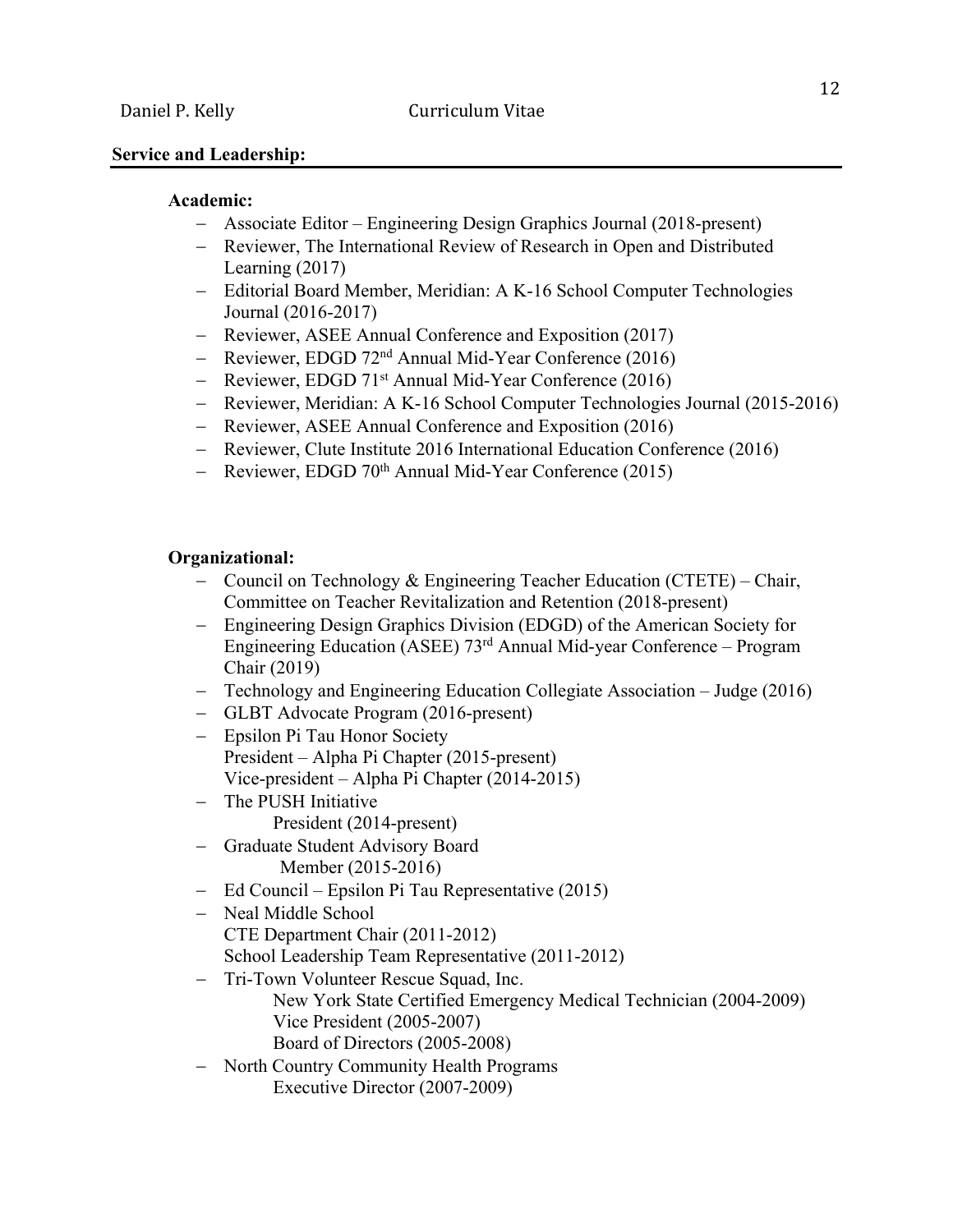## Service and Leadership:

### Academic:

- Associate Editor – Engineering Design Graphics Journal (2018-present)
- Reviewer, The International Review of Research in Open and Distributed Learning (2017)
- Editorial Board Member, Meridian: A K-16 School Computer Technologies Journal (2016-2017)
- Reviewer, ASEE Annual Conference and Exposition (2017)
- Reviewer, EDGD 72nd Annual Mid-Year Conference (2016)
- Reviewer, EDGD 71st Annual Mid-Year Conference (2016)
- Reviewer, Meridian: A K-16 School Computer Technologies Journal (2015-2016)
- Reviewer, ASEE Annual Conference and Exposition (2016)
- Reviewer, Clute Institute 2016 International Education Conference (2016)
- Reviewer, EDGD 70th Annual Mid-Year Conference (2015)

### Organizational:

- Council on Technology & Engineering Teacher Education (CTETE) – Chair, Committee on Teacher Revitalization and Retention (2018-present)
- Engineering Design Graphics Division (EDGD) of the American Society for Engineering Education (ASEE) 73rd Annual Mid-year Conference – Program Chair (2019)
- Technology and Engineering Education Collegiate Association – Judge (2016)
- GLBT Advocate Program (2016-present)
- Epsilon Pi Tau Honor Society
  President – Alpha Pi Chapter (2015-present)
  Vice-president – Alpha Pi Chapter (2014-2015)
- The PUSH Initiative
  President (2014-present)
- Graduate Student Advisory Board
  Member (2015-2016)
- Ed Council – Epsilon Pi Tau Representative (2015)
- Neal Middle School
  CTE Department Chair (2011-2012)
  School Leadership Team Representative (2011-2012)
- Tri-Town Volunteer Rescue Squad, Inc.
  New York State Certified Emergency Medical Technician (2004-2009)
  Vice President (2005-2007)
  Board of Directors (2005-2008)
- North Country Community Health Programs
  Executive Director (2007-2009)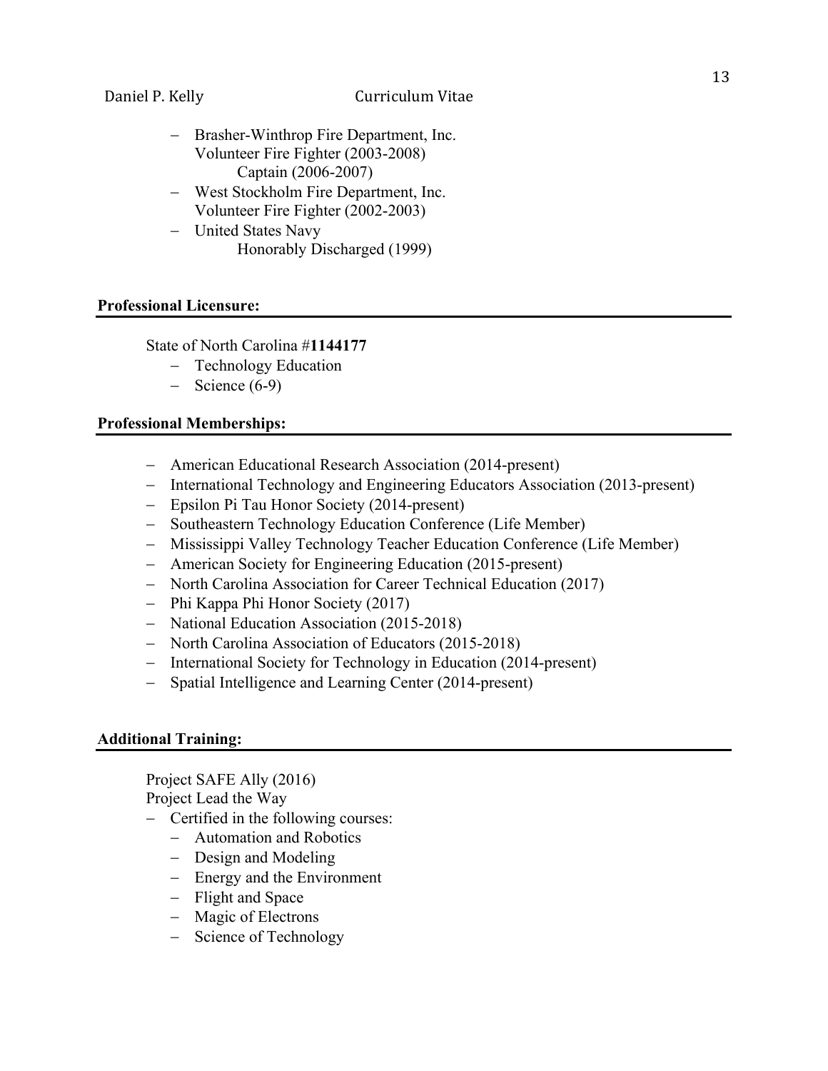- Brasher-Winthrop Fire Department, Inc.
  Volunteer Fire Fighter (2003-2008)
    Captain (2006-2007)
- West Stockholm Fire Department, Inc.
  Volunteer Fire Fighter (2002-2003)
- United States Navy
    Honorably Discharged (1999)

## Professional Licensure:

State of North Carolina #**1144177**

- Technology Education
- Science (6-9)

## Professional Memberships:

- American Educational Research Association (2014-present)
- International Technology and Engineering Educators Association (2013-present)
- Epsilon Pi Tau Honor Society (2014-present)
- Southeastern Technology Education Conference (Life Member)
- Mississippi Valley Technology Teacher Education Conference (Life Member)
- American Society for Engineering Education (2015-present)
- North Carolina Association for Career Technical Education (2017)
- Phi Kappa Phi Honor Society (2017)
- National Education Association (2015-2018)
- North Carolina Association of Educators (2015-2018)
- International Society for Technology in Education (2014-present)
- Spatial Intelligence and Learning Center (2014-present)

## Additional Training:

Project SAFE Ally (2016)

Project Lead the Way

- Certified in the following courses:
  - Automation and Robotics
  - Design and Modeling
  - Energy and the Environment
  - Flight and Space
  - Magic of Electrons
  - Science of Technology